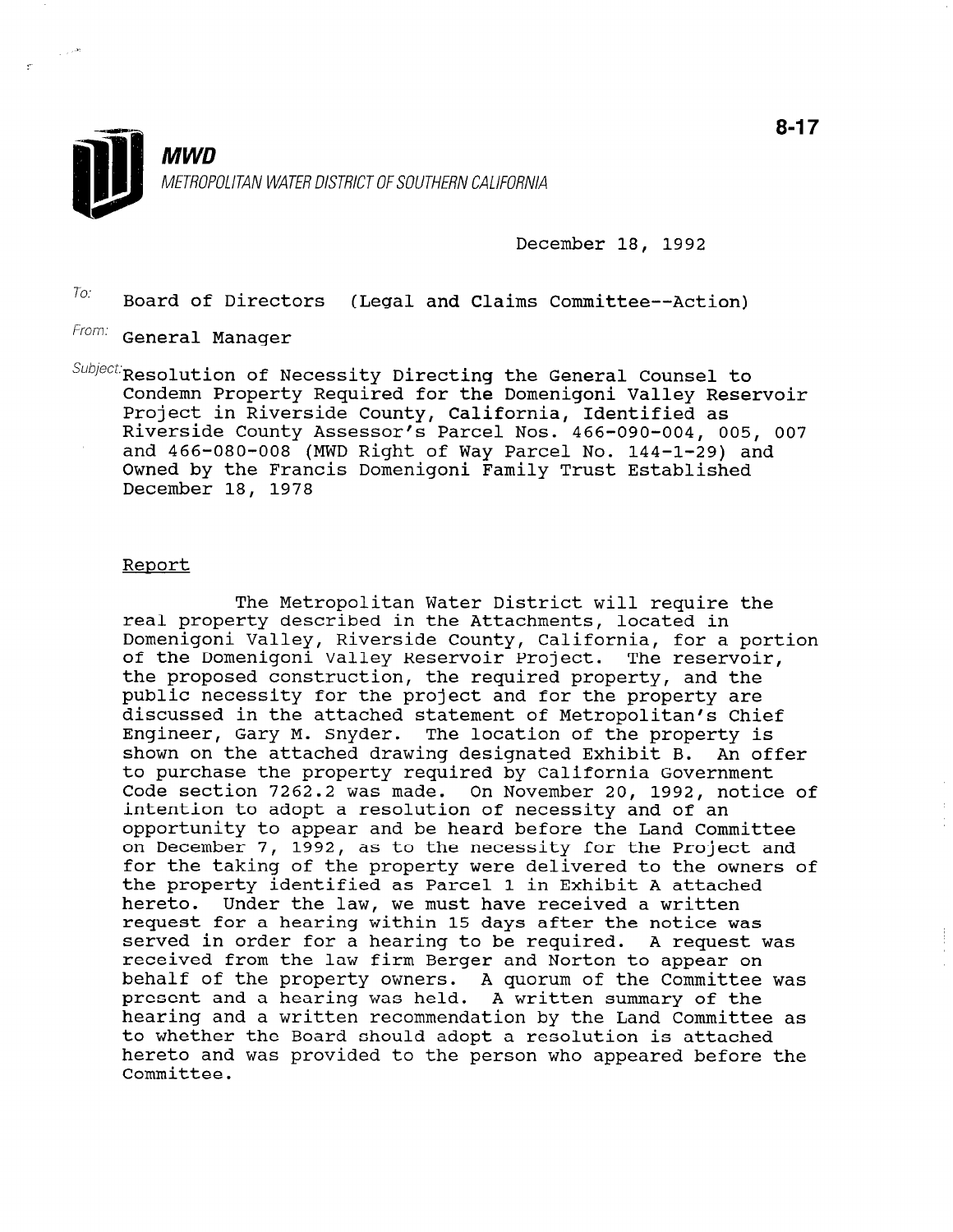8-17

**MWD**

METROPOLITAN WATER DISTRICT OF SOUTHERN CALIFORNIA

December 18, 1992

To: Board of Directors (Legal and Claims Committee--Action)

From: General Manager

Subject: Resolution of Necessity Directing the General Counsel to Condemn Property Required for the Domenigoni Valley Reservoir Project in Riverside County, California, Identified as Riverside County Assessor's Parcel Nos. 466-090-004, 005, 007 and 466-080-008 (MWD Right of Way Parcel No. 144-1-29) and Owned by the Francis Domenigoni Family Trust Established December 18, 1978

## Report

The Metropolitan Water District will require the real property described in the Attachments, located in Domenigoni Valley, Riverside County, California, for a portion of the Domenigoni Valley Reservoir Project. The reservoir, the proposed construction, the required property, and the public necessity for the project and for the property are discussed in the attached statement of Metropolitan's Chief Engineer, Gary M. Snyder. The location of the property is shown on the attached drawing designated Exhibit B. An offer to purchase the property required by California Government Code section 7262.2 was made. On November 20, 1992, notice of intention to adopt a resolution of necessity and of an opportunity to appear and be heard before the Land Committee on December 7, 1992, as to the necessity for the Project and for the taking of the property were delivered to the owners of the property identified as Parcel 1 in Exhibit A attached hereto. Under the law, we must have received a written request for a hearing within 15 days after the notice was served in order for a hearing to be required. A request was received from the law firm Berger and Norton to appear on behalf of the property owners. A quorum of the Committee was present and a hearing was held. A written summary of the hearing and a written recommendation by the Land Committee as to whether the Board should adopt a resolution is attached hereto and was provided to the person who appeared before the Committee.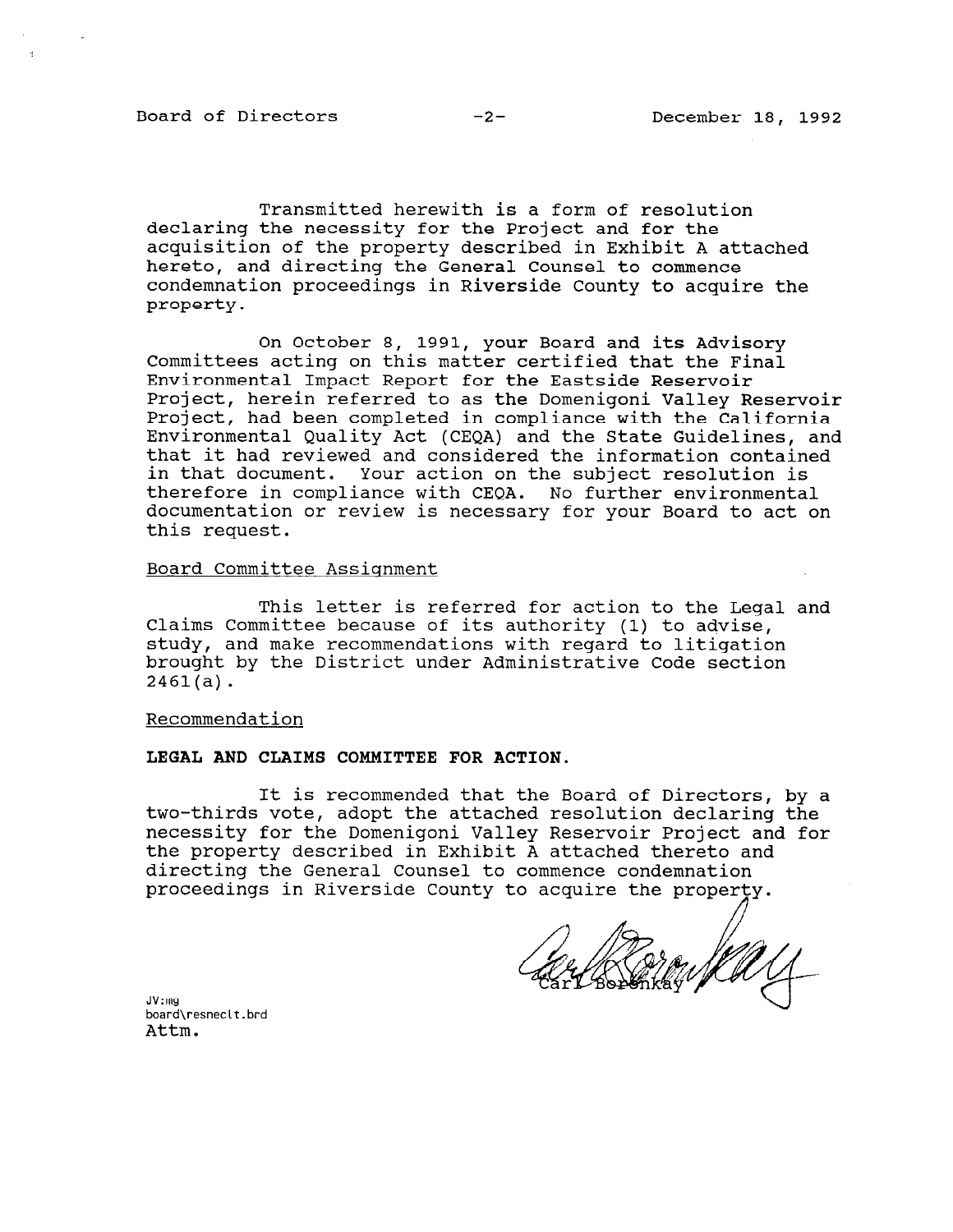Transmitted herewith is a form of resolution declaring the necessity for the Project and for the acquisition of the property described in Exhibit A attached hereto, and directing the General Counsel to commence condemnation proceedings in Riverside County to acquire the property.

On October 8, 1991, your Board and its Advisory Committees acting on this matter certified that the Final Environmental Impact Report for the Eastside Reservoir Project, herein referred to as the Domenigoni Valley Reservoir Project, had been completed in compliance with the California Environmental Quality Act (CEQA) and the State Guidelines, and that it had reviewed and considered the information contained in that document. Your action on the subject resolution is therefore in compliance with CEQA. No further environmental documentation or review is necessary for your Board to act on this request.

Board Committee Assignment

This letter is referred for action to the Legal and Claims Committee because of its authority (1) to advise, study, and make recommendations with regard to litigation brought by the District under Administrative Code section 2461(a).

Recommendation

**LEGAL AND CLAIMS COMMITTEE FOR ACTION.**

It is recommended that the Board of Directors, by a two-thirds vote, adopt the attached resolution declaring the necessity for the Domenigoni Valley Reservoir Project and for the property described in Exhibit A attached thereto and directing the General Counsel to commence condemnation proceedings in Riverside County to acquire the property.

Carl Boronkay

JV:mg
board\resneclt.brd
Attm.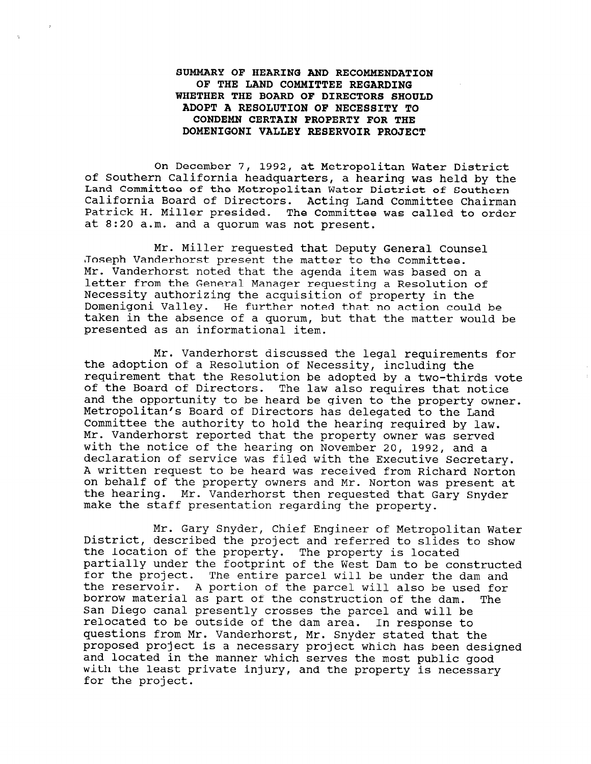**SUMMARY OF HEARING AND RECOMMENDATION OF THE LAND COMMITTEE REGARDING WHETHER THE BOARD OF DIRECTORS SHOULD ADOPT A RESOLUTION OF NECESSITY TO CONDEMN CERTAIN PROPERTY FOR THE DOMENIGONI VALLEY RESERVOIR PROJECT**

On December 7, 1992, at Metropolitan Water District of Southern California headquarters, a hearing was held by the Land Committee of the Metropolitan Water District of Southern California Board of Directors. Acting Land Committee Chairman Patrick H. Miller presided. The Committee was called to order at 8:20 a.m. and a quorum was not present.

Mr. Miller requested that Deputy General Counsel Joseph Vanderhorst present the matter to the Committee. Mr. Vanderhorst noted that the agenda item was based on a letter from the General Manager requesting a Resolution of Necessity authorizing the acquisition of property in the Domenigoni Valley. He further noted that no action could be taken in the absence of a quorum, but that the matter would be presented as an informational item.

Mr. Vanderhorst discussed the legal requirements for the adoption of a Resolution of Necessity, including the requirement that the Resolution be adopted by a two-thirds vote of the Board of Directors. The law also requires that notice and the opportunity to be heard be given to the property owner. Metropolitan's Board of Directors has delegated to the Land Committee the authority to hold the hearing required by law. Mr. Vanderhorst reported that the property owner was served with the notice of the hearing on November 20, 1992, and a declaration of service was filed with the Executive Secretary. A written request to be heard was received from Richard Norton on behalf of the property owners and Mr. Norton was present at the hearing. Mr. Vanderhorst then requested that Gary Snyder make the staff presentation regarding the property.

Mr. Gary Snyder, Chief Engineer of Metropolitan Water District, described the project and referred to slides to show the location of the property. The property is located partially under the footprint of the West Dam to be constructed for the project. The entire parcel will be under the dam and the reservoir. A portion of the parcel will also be used for borrow material as part of the construction of the dam. The San Diego canal presently crosses the parcel and will be relocated to be outside of the dam area. In response to questions from Mr. Vanderhorst, Mr. Snyder stated that the proposed project is a necessary project which has been designed and located in the manner which serves the most public good with the least private injury, and the property is necessary for the project.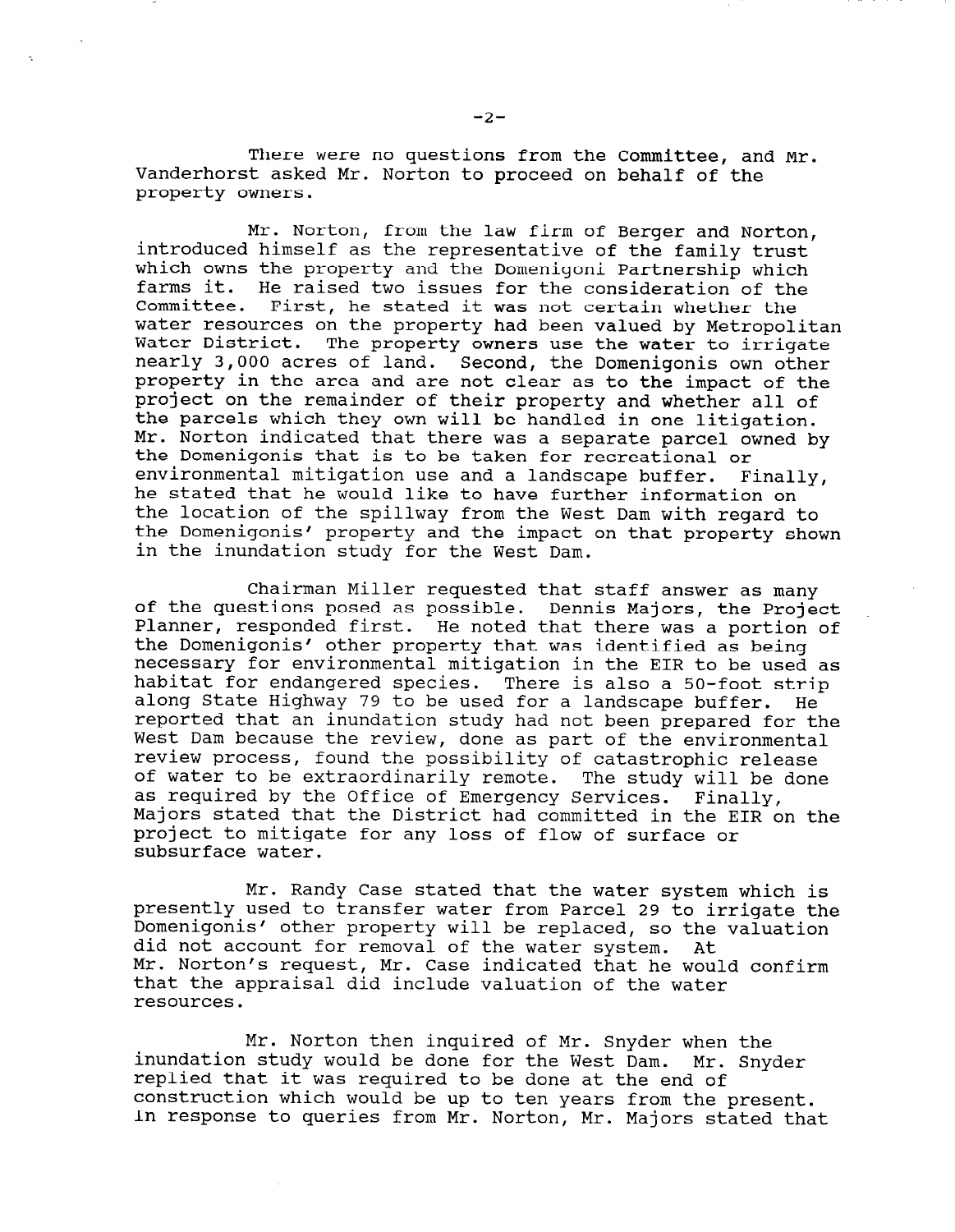There were no questions from the Committee, and Mr. Vanderhorst asked Mr. Norton to proceed on behalf of the property owners.

Mr. Norton, from the law firm of Berger and Norton, introduced himself as the representative of the family trust which owns the property and the Domenigoni Partnership which farms it. He raised two issues for the consideration of the Committee. First, he stated it was not certain whether the water resources on the property had been valued by Metropolitan Water District. The property owners use the water to irrigate nearly 3,000 acres of land. Second, the Domenigonis own other property in the area and are not clear as to the impact of the project on the remainder of their property and whether all of the parcels which they own will be handled in one litigation. Mr. Norton indicated that there was a separate parcel owned by the Domenigonis that is to be taken for recreational or environmental mitigation use and a landscape buffer. Finally, he stated that he would like to have further information on the location of the spillway from the West Dam with regard to the Domenigonis' property and the impact on that property shown in the inundation study for the West Dam.

Chairman Miller requested that staff answer as many of the questions posed as possible. Dennis Majors, the Project Planner, responded first. He noted that there was a portion of the Domenigonis' other property that was identified as being necessary for environmental mitigation in the EIR to be used as habitat for endangered species. There is also a 50-foot strip along State Highway 79 to be used for a landscape buffer. He reported that an inundation study had not been prepared for the West Dam because the review, done as part of the environmental review process, found the possibility of catastrophic release of water to be extraordinarily remote. The study will be done as required by the Office of Emergency Services. Finally, Majors stated that the District had committed in the EIR on the project to mitigate for any loss of flow of surface or subsurface water.

Mr. Randy Case stated that the water system which is presently used to transfer water from Parcel 29 to irrigate the Domenigonis' other property will be replaced, so the valuation did not account for removal of the water system. At Mr. Norton's request, Mr. Case indicated that he would confirm that the appraisal did include valuation of the water resources.

Mr. Norton then inquired of Mr. Snyder when the inundation study would be done for the West Dam. Mr. Snyder replied that it was required to be done at the end of construction which would be up to ten years from the present. In response to queries from Mr. Norton, Mr. Majors stated that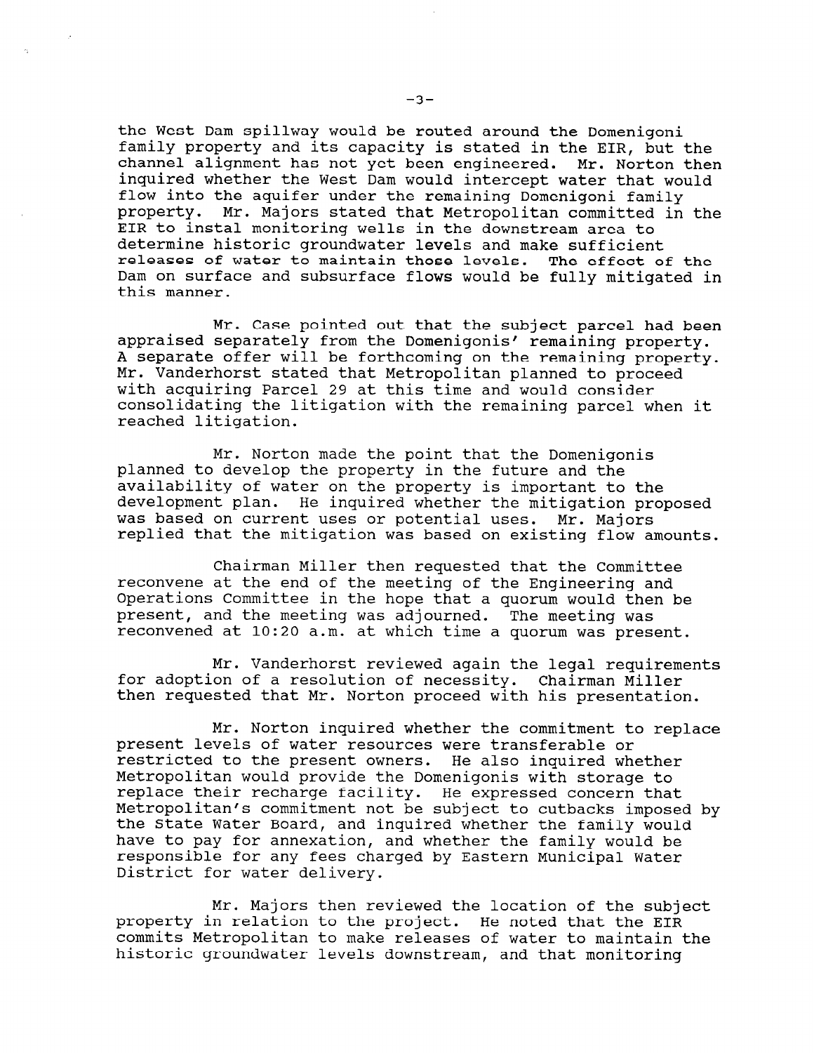the West Dam spillway would be routed around the Domenigoni family property and its capacity is stated in the EIR, but the channel alignment has not yet been engineered. Mr. Norton then inquired whether the West Dam would intercept water that would flow into the aquifer under the remaining Domenigoni family property. Mr. Majors stated that Metropolitan committed in the EIR to instal monitoring wells in the downstream area to determine historic groundwater levels and make sufficient releases of water to maintain those levels. The effect of the Dam on surface and subsurface flows would be fully mitigated in this manner.

Mr. Case pointed out that the subject parcel had been appraised separately from the Domenigonis' remaining property. A separate offer will be forthcoming on the remaining property. Mr. Vanderhorst stated that Metropolitan planned to proceed with acquiring Parcel 29 at this time and would consider consolidating the litigation with the remaining parcel when it reached litigation.

Mr. Norton made the point that the Domenigonis planned to develop the property in the future and the availability of water on the property is important to the development plan. He inquired whether the mitigation proposed was based on current uses or potential uses. Mr. Majors replied that the mitigation was based on existing flow amounts.

Chairman Miller then requested that the Committee reconvene at the end of the meeting of the Engineering and Operations Committee in the hope that a quorum would then be present, and the meeting was adjourned. The meeting was reconvened at 10:20 a.m. at which time a quorum was present.

Mr. Vanderhorst reviewed again the legal requirements for adoption of a resolution of necessity. Chairman Miller then requested that Mr. Norton proceed with his presentation.

Mr. Norton inquired whether the commitment to replace present levels of water resources were transferable or restricted to the present owners. He also inquired whether Metropolitan would provide the Domenigonis with storage to replace their recharge facility. He expressed concern that Metropolitan's commitment not be subject to cutbacks imposed by the State Water Board, and inquired whether the family would have to pay for annexation, and whether the family would be responsible for any fees charged by Eastern Municipal Water District for water delivery.

Mr. Majors then reviewed the location of the subject property in relation to the project. He noted that the EIR commits Metropolitan to make releases of water to maintain the historic groundwater levels downstream, and that monitoring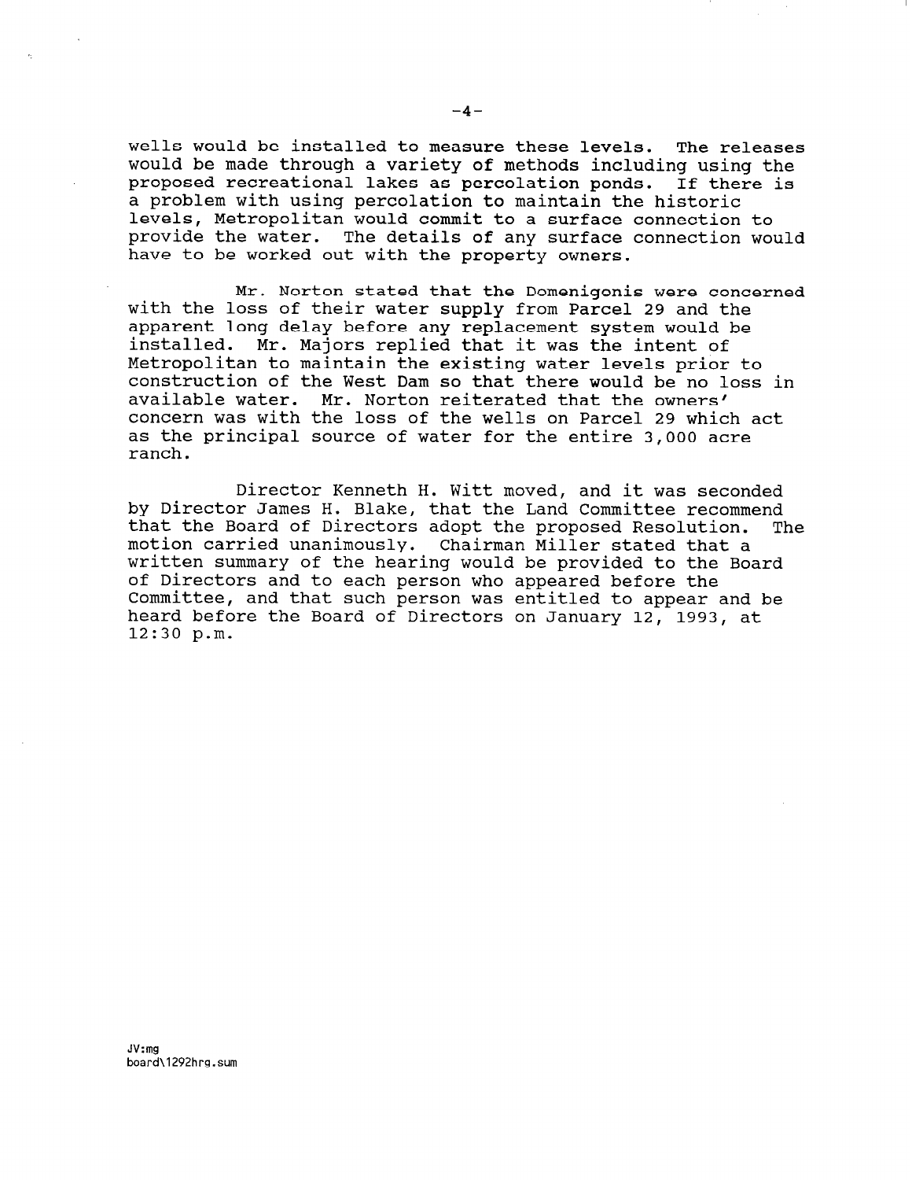wells would be installed to measure these levels. The releases would be made through a variety of methods including using the proposed recreational lakes as percolation ponds. If there is a problem with using percolation to maintain the historic levels, Metropolitan would commit to a surface connection to provide the water. The details of any surface connection would have to be worked out with the property owners.

Mr. Norton stated that the Domenigonis were concerned with the loss of their water supply from Parcel 29 and the apparent long delay before any replacement system would be installed. Mr. Majors replied that it was the intent of Metropolitan to maintain the existing water levels prior to construction of the West Dam so that there would be no loss in available water. Mr. Norton reiterated that the owners' concern was with the loss of the wells on Parcel 29 which act as the principal source of water for the entire 3,000 acre ranch.

Director Kenneth H. Witt moved, and it was seconded by Director James H. Blake, that the Land Committee recommend that the Board of Directors adopt the proposed Resolution. The motion carried unanimously. Chairman Miller stated that a written summary of the hearing would be provided to the Board of Directors and to each person who appeared before the Committee, and that such person was entitled to appear and be heard before the Board of Directors on January 12, 1993, at 12:30 p.m.

JV:mg
board\1292hrg.sum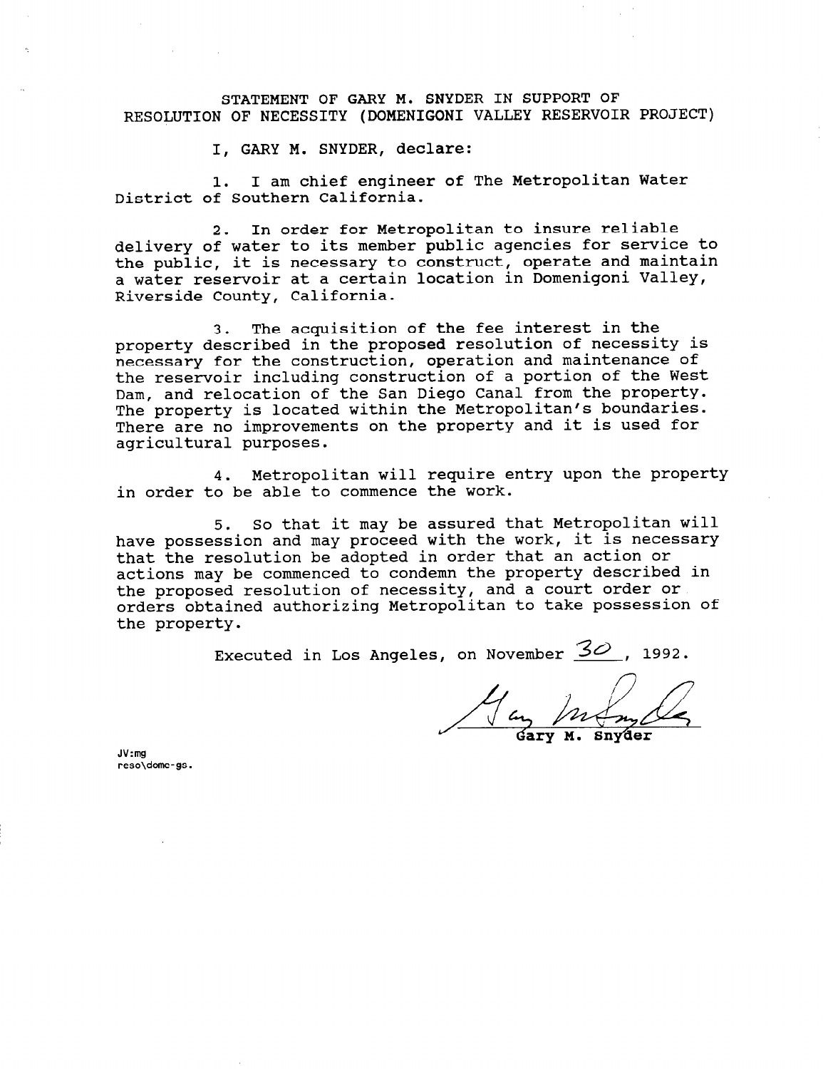STATEMENT OF GARY M. SNYDER IN SUPPORT OF RESOLUTION OF NECESSITY (DOMENIGONI VALLEY RESERVOIR PROJECT)

I, GARY M. SNYDER, declare:

1. I am chief engineer of The Metropolitan Water District of Southern California.

2. In order for Metropolitan to insure reliable delivery of water to its member public agencies for service to the public, it is necessary to construct, operate and maintain a water reservoir at a certain location in Domenigoni Valley, Riverside County, California.

3. The acquisition of the fee interest in the property described in the proposed resolution of necessity is necessary for the construction, operation and maintenance of the reservoir including construction of a portion of the West Dam, and relocation of the San Diego Canal from the property. The property is located within the Metropolitan's boundaries. There are no improvements on the property and it is used for agricultural purposes.

4. Metropolitan will require entry upon the property in order to be able to commence the work.

5. So that it may be assured that Metropolitan will have possession and may proceed with the work, it is necessary that the resolution be adopted in order that an action or actions may be commenced to condemn the property described in the proposed resolution of necessity, and a court order or orders obtained authorizing Metropolitan to take possession of the property.

Executed in Los Angeles, on November 30, 1992.

Gary M. Snyder

JV:mg
reso\domc-gs.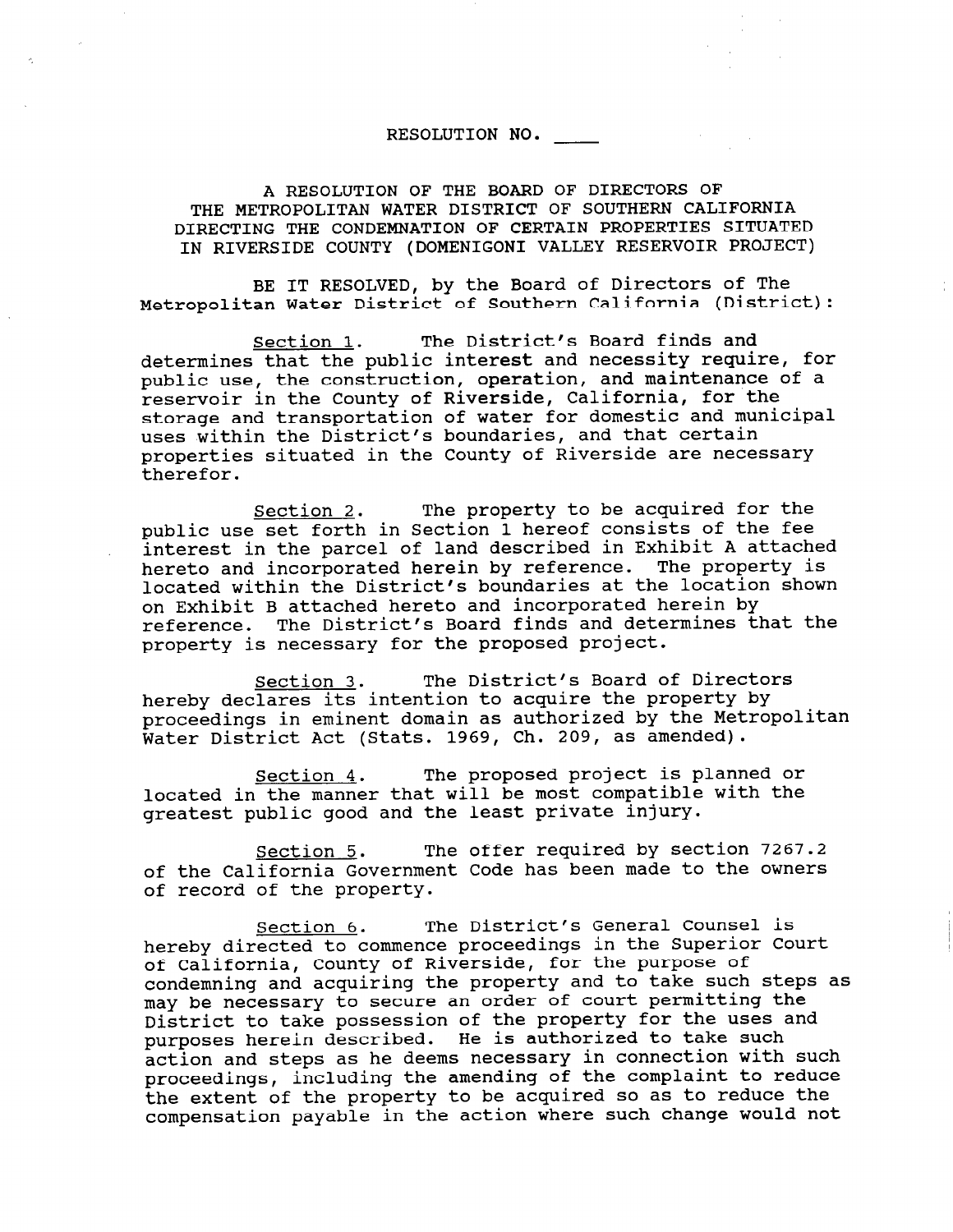RESOLUTION NO. ____

A RESOLUTION OF THE BOARD OF DIRECTORS OF THE METROPOLITAN WATER DISTRICT OF SOUTHERN CALIFORNIA DIRECTING THE CONDEMNATION OF CERTAIN PROPERTIES SITUATED IN RIVERSIDE COUNTY (DOMENIGONI VALLEY RESERVOIR PROJECT)

BE IT RESOLVED, by the Board of Directors of The Metropolitan Water District of Southern California (District):

Section 1. The District's Board finds and determines that the public interest and necessity require, for public use, the construction, operation, and maintenance of a reservoir in the County of Riverside, California, for the storage and transportation of water for domestic and municipal uses within the District's boundaries, and that certain properties situated in the County of Riverside are necessary therefor.

Section 2. The property to be acquired for the public use set forth in Section 1 hereof consists of the fee interest in the parcel of land described in Exhibit A attached hereto and incorporated herein by reference. The property is located within the District's boundaries at the location shown on Exhibit B attached hereto and incorporated herein by reference. The District's Board finds and determines that the property is necessary for the proposed project.

Section 3. The District's Board of Directors hereby declares its intention to acquire the property by proceedings in eminent domain as authorized by the Metropolitan Water District Act (Stats. 1969, Ch. 209, as amended).

Section 4. The proposed project is planned or located in the manner that will be most compatible with the greatest public good and the least private injury.

Section 5. The offer required by section 7267.2 of the California Government Code has been made to the owners of record of the property.

Section 6. The District's General Counsel is hereby directed to commence proceedings in the Superior Court of California, County of Riverside, for the purpose of condemning and acquiring the property and to take such steps as may be necessary to secure an order of court permitting the District to take possession of the property for the uses and purposes herein described. He is authorized to take such action and steps as he deems necessary in connection with such proceedings, including the amending of the complaint to reduce the extent of the property to be acquired so as to reduce the compensation payable in the action where such change would not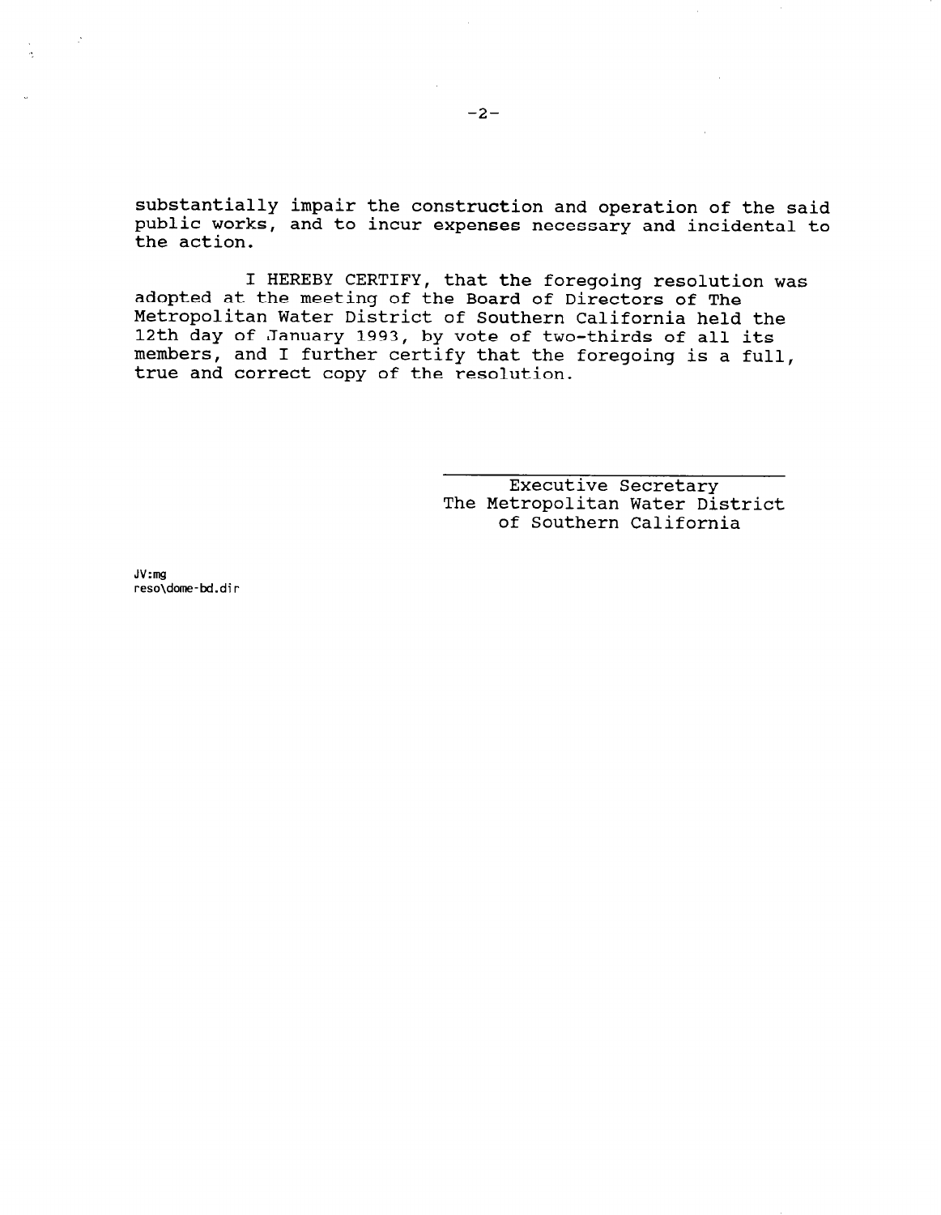substantially impair the construction and operation of the said public works, and to incur expenses necessary and incidental to the action.

I HEREBY CERTIFY, that the foregoing resolution was adopted at the meeting of the Board of Directors of The Metropolitan Water District of Southern California held the 12th day of January 1993, by vote of two-thirds of all its members, and I further certify that the foregoing is a full, true and correct copy of the resolution.

\_\_\_\_\_\_\_\_\_\_\_\_\_\_\_\_\_\_\_\_\_\_\_\_\_\_\_\_\_\_

Executive Secretary
The Metropolitan Water District
of Southern California

JV:mg
reso\dome-bd.dir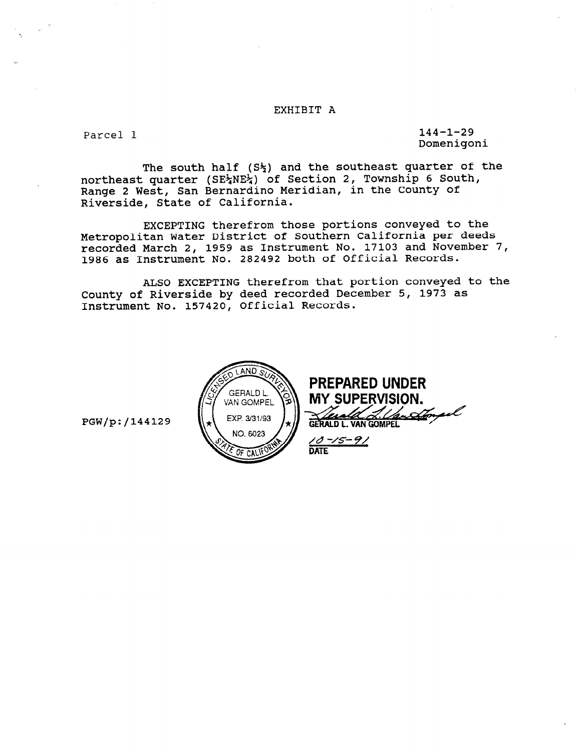# EXHIBIT A

Parcel 1

144-1-29
Domenigoni

The south half ($S\frac{1}{2}$) and the southeast quarter of the northeast quarter ($SE\frac{1}{4}NE\frac{1}{4}$) of Section 2, Township 6 South, Range 2 West, San Bernardino Meridian, in the County of Riverside, State of California.

EXCEPTING therefrom those portions conveyed to the Metropolitan Water District of Southern California per deeds recorded March 2, 1959 as Instrument No. 17103 and November 7, 1986 as Instrument No. 282492 both of Official Records.

ALSO EXCEPTING therefrom that portion conveyed to the County of Riverside by deed recorded December 5, 1973 as Instrument No. 157420, Official Records.

LICENSED LAND SURVEYOR
GERALD L. VAN GOMPEL
EXP. 3/31/93
NO. 6023
STATE OF CALIFORNIA

**PREPARED UNDER MY SUPERVISION.**

GERALD L. VAN GOMPEL

10-15-91
DATE

PGW/p:/144129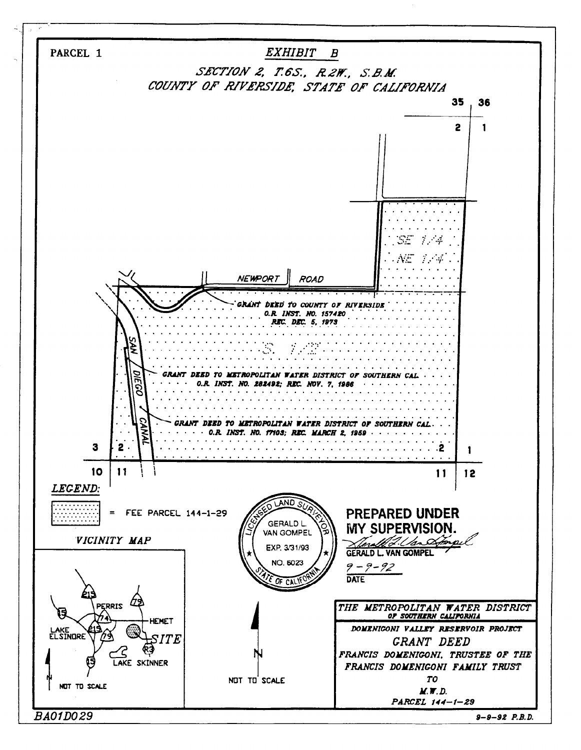PARCEL 1

# EXHIBIT B

## SECTION 2, T.6S., R.2W., S.B.M.
## COUNTY OF RIVERSIDE, STATE OF CALIFORNIA

35 36
2 1

SE 1/4
NE 1/4

NEWPORT ROAD

GRANT DEED TO COUNTY OF RIVERSIDE
O.R. INST. NO. 157420
REC. DEC. 5, 1973

S. 1/2

SAN DIEGO CANAL

GRANT DEED TO METROPOLITAN WATER DISTRICT OF SOUTHERN CAL.
O.R. INST. NO. 282492; REC. NOV. 7, 1986

GRANT DEED TO METROPOLITAN WATER DISTRICT OF SOUTHERN CAL.
O.R. INST. NO. 17103; REC. MARCH 2, 1959

3 2 2 1
10 11 11 12

LEGEND:

= FEE PARCEL 144-1-29

VICINITY MAP

215 PERRIS 79 15 74 HEMET LAKE ELSINORE 215 79 SITE R3 LAKE SKINNER 15

NOT TO SCALE

N

NOT TO SCALE

LICENSED LAND SURVEYOR
GERALD L. VAN GOMPEL
EXP. 3/31/93
NO. 6023
STATE OF CALIFORNIA

**PREPARED UNDER MY SUPERVISION.**

GERALD L. VAN GOMPEL

9-9-92
DATE

THE METROPOLITAN WATER DISTRICT OF SOUTHERN CALIFORNIA

DOMENIGONI VALLEY RESERVOIR PROJECT

GRANT DEED

FRANCIS DOMENIGONI, TRUSTEE OF THE FRANCIS DOMENIGONI FAMILY TRUST

TO

M.W.D.

PARCEL 144-1-29

BA01D029

9-9-92 P.B.D.